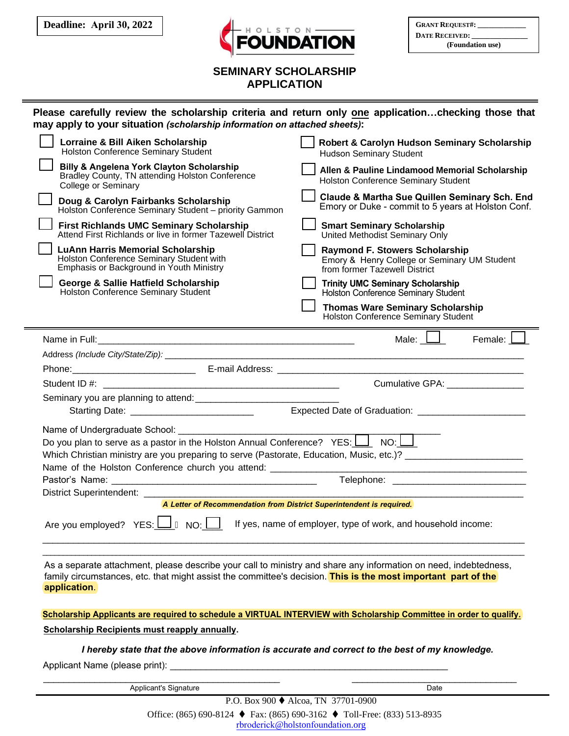**Deadline: April 30, 2022**

HOLSTON FOUNDATION

**GRANT REQUEST#: ____________**
**DATE RECEIVED: ______________**
**(Foundation use)**

# SEMINARY SCHOLARSHIP APPLICATION

**Please carefully review the scholarship criteria and return only one application…checking those that may apply to your situation** ***(scholarship information on attached sheets)*:**

- ☐ **Lorraine & Bill Aiken Scholarship**
  Holston Conference Seminary Student
- ☐ **Billy & Angelena York Clayton Scholarship**
  Bradley County, TN attending Holston Conference College or Seminary
- ☐ **Doug & Carolyn Fairbanks Scholarship**
  Holston Conference Seminary Student – priority Gammon
- ☐ **First Richlands UMC Seminary Scholarship**
  Attend First Richlands or live in former Tazewell District
- ☐ **LuAnn Harris Memorial Scholarship**
  Holston Conference Seminary Student with Emphasis or Background in Youth Ministry
- ☐ **George & Sallie Hatfield Scholarship**
  Holston Conference Seminary Student
- ☐ **Robert & Carolyn Hudson Seminary Scholarship**
  Hudson Seminary Student
- ☐ **Allen & Pauline Lindamood Memorial Scholarship**
  Holston Conference Seminary Student
- ☐ **Claude & Martha Sue Quillen Seminary Sch. End**
  Emory or Duke - commit to 5 years at Holston Conf.
- ☐ **Smart Seminary Scholarship**
  United Methodist Seminary Only
- ☐ **Raymond F. Stowers Scholarship**
  Emory & Henry College or Seminary UM Student from former Tazewell District
- ☐ **Trinity UMC Seminary Scholarship**
  Holston Conference Seminary Student
- ☐ **Thomas Ware Seminary Scholarship**
  Holston Conference Seminary Student

---

Name in Full: ______________________________________________ Male: ☐ Female: ☐

Address *(Include City/State/Zip)*: ______________________________________________

Phone: ______________________ E-mail Address: ______________________________________

Student ID #: ________________________________________ Cumulative GPA: _____________

Seminary you are planning to attend: __________________________

Starting Date: ______________________ Expected Date of Graduation: ___________________

Name of Undergraduate School: ________________________________________________

Do you plan to serve as a pastor in the Holston Annual Conference? YES: ☐ NO: ☐

Which Christian ministry are you preparing to serve (Pastorate, Education, Music, etc.)? ____________________

Name of the Holston Conference church you attend: ______________________________________

Pastor's Name: ______________________________________ Telephone: _______________________

District Superintendent: ______________________________________________________________

***A Letter of Recommendation from District Superintendent is required.***

Are you employed? YES: ☐ NO: ☐ If yes, name of employer, type of work, and household income:

_______________________________________________________________________________

_______________________________________________________________________________

As a separate attachment, please describe your call to ministry and share any information on need, indebtedness, family circumstances, etc. that might assist the committee's decision. **This is the most important part of the application**.

**Scholarship Applicants are required to schedule a VIRTUAL INTERVIEW with Scholarship Committee in order to qualify.**

**Scholarship Recipients must reapply annually.**

***I hereby state that the above information is accurate and correct to the best of my knowledge.***

Applicant Name (please print): ____________________________________________________

_____________________________________ _____________________________
Applicant's Signature Date

P.O. Box 900 ♦ Alcoa, TN 37701-0900
Office: (865) 690-8124 ♦ Fax: (865) 690-3162 ♦ Toll-Free: (833) 513-8935
rbroderick@holstonfoundation.org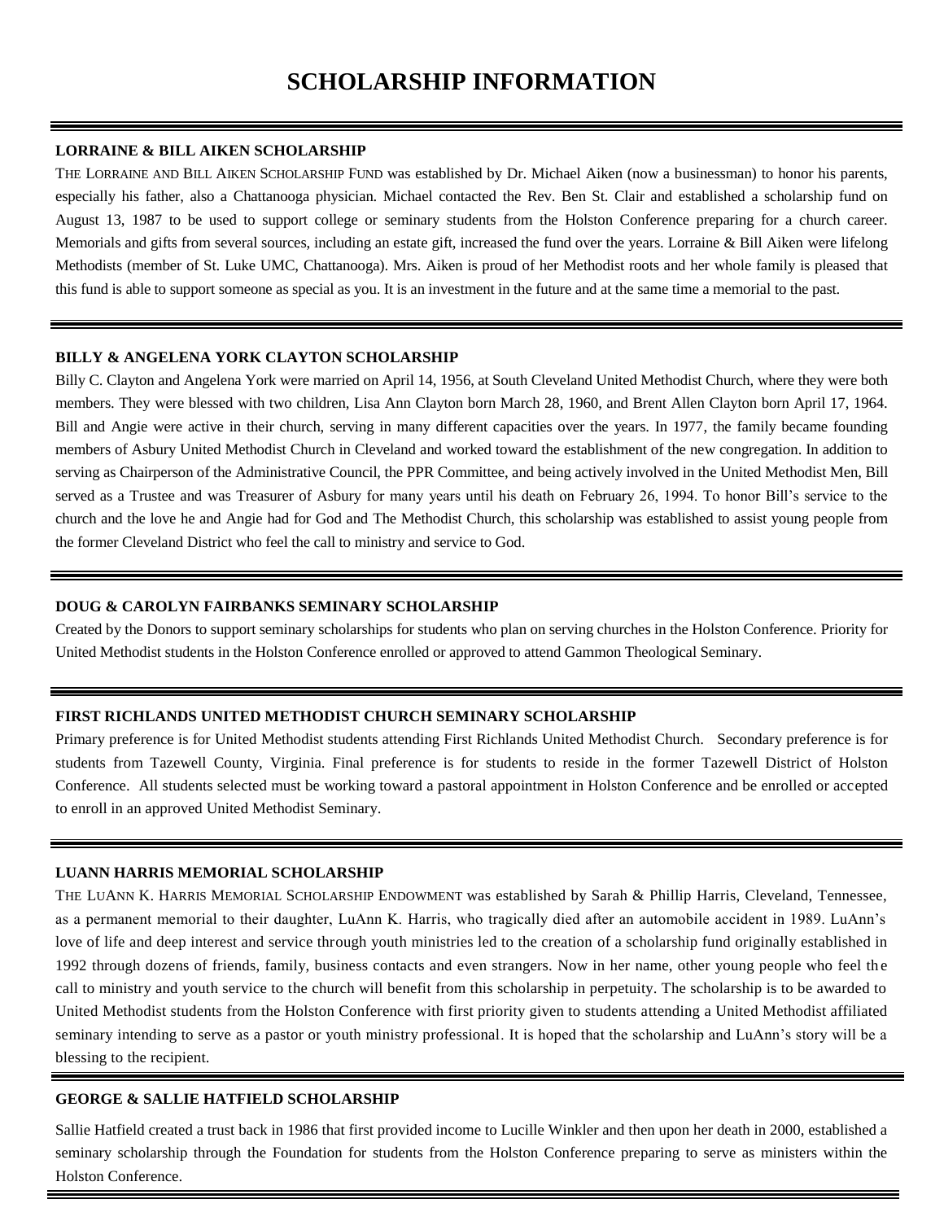# SCHOLARSHIP INFORMATION

---

### LORRAINE & BILL AIKEN SCHOLARSHIP

THE LORRAINE AND BILL AIKEN SCHOLARSHIP FUND was established by Dr. Michael Aiken (now a businessman) to honor his parents, especially his father, also a Chattanooga physician. Michael contacted the Rev. Ben St. Clair and established a scholarship fund on August 13, 1987 to be used to support college or seminary students from the Holston Conference preparing for a church career. Memorials and gifts from several sources, including an estate gift, increased the fund over the years. Lorraine & Bill Aiken were lifelong Methodists (member of St. Luke UMC, Chattanooga). Mrs. Aiken is proud of her Methodist roots and her whole family is pleased that this fund is able to support someone as special as you. It is an investment in the future and at the same time a memorial to the past.

---

### BILLY & ANGELENA YORK CLAYTON SCHOLARSHIP

Billy C. Clayton and Angelena York were married on April 14, 1956, at South Cleveland United Methodist Church, where they were both members. They were blessed with two children, Lisa Ann Clayton born March 28, 1960, and Brent Allen Clayton born April 17, 1964. Bill and Angie were active in their church, serving in many different capacities over the years. In 1977, the family became founding members of Asbury United Methodist Church in Cleveland and worked toward the establishment of the new congregation. In addition to serving as Chairperson of the Administrative Council, the PPR Committee, and being actively involved in the United Methodist Men, Bill served as a Trustee and was Treasurer of Asbury for many years until his death on February 26, 1994. To honor Bill's service to the church and the love he and Angie had for God and The Methodist Church, this scholarship was established to assist young people from the former Cleveland District who feel the call to ministry and service to God.

---

### DOUG & CAROLYN FAIRBANKS SEMINARY SCHOLARSHIP

Created by the Donors to support seminary scholarships for students who plan on serving churches in the Holston Conference. Priority for United Methodist students in the Holston Conference enrolled or approved to attend Gammon Theological Seminary.

---

### FIRST RICHLANDS UNITED METHODIST CHURCH SEMINARY SCHOLARSHIP

Primary preference is for United Methodist students attending First Richlands United Methodist Church. Secondary preference is for students from Tazewell County, Virginia. Final preference is for students to reside in the former Tazewell District of Holston Conference. All students selected must be working toward a pastoral appointment in Holston Conference and be enrolled or accepted to enroll in an approved United Methodist Seminary.

---

### LUANN HARRIS MEMORIAL SCHOLARSHIP

THE LUANN K. HARRIS MEMORIAL SCHOLARSHIP ENDOWMENT was established by Sarah & Phillip Harris, Cleveland, Tennessee, as a permanent memorial to their daughter, LuAnn K. Harris, who tragically died after an automobile accident in 1989. LuAnn's love of life and deep interest and service through youth ministries led to the creation of a scholarship fund originally established in 1992 through dozens of friends, family, business contacts and even strangers. Now in her name, other young people who feel the call to ministry and youth service to the church will benefit from this scholarship in perpetuity. The scholarship is to be awarded to United Methodist students from the Holston Conference with first priority given to students attending a United Methodist affiliated seminary intending to serve as a pastor or youth ministry professional. It is hoped that the scholarship and LuAnn's story will be a blessing to the recipient.

---

### GEORGE & SALLIE HATFIELD SCHOLARSHIP

Sallie Hatfield created a trust back in 1986 that first provided income to Lucille Winkler and then upon her death in 2000, established a seminary scholarship through the Foundation for students from the Holston Conference preparing to serve as ministers within the Holston Conference.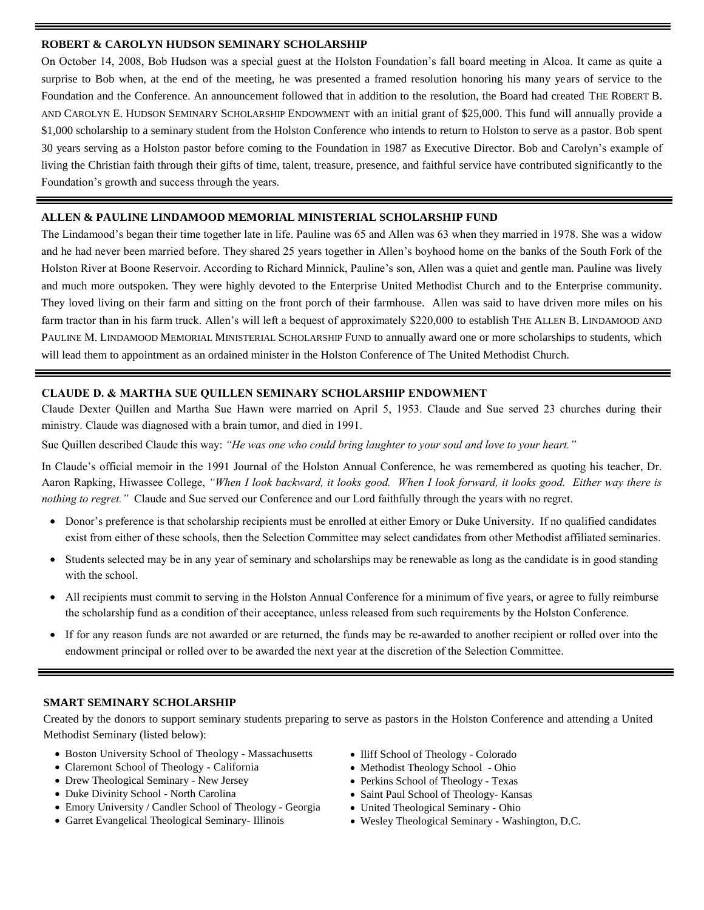## ROBERT & CAROLYN HUDSON SEMINARY SCHOLARSHIP

On October 14, 2008, Bob Hudson was a special guest at the Holston Foundation's fall board meeting in Alcoa. It came as quite a surprise to Bob when, at the end of the meeting, he was presented a framed resolution honoring his many years of service to the Foundation and the Conference. An announcement followed that in addition to the resolution, the Board had created THE ROBERT B. AND CAROLYN E. HUDSON SEMINARY SCHOLARSHIP ENDOWMENT with an initial grant of $25,000. This fund will annually provide a $1,000 scholarship to a seminary student from the Holston Conference who intends to return to Holston to serve as a pastor. Bob spent 30 years serving as a Holston pastor before coming to the Foundation in 1987 as Executive Director. Bob and Carolyn's example of living the Christian faith through their gifts of time, talent, treasure, presence, and faithful service have contributed significantly to the Foundation's growth and success through the years.

## ALLEN & PAULINE LINDAMOOD MEMORIAL MINISTERIAL SCHOLARSHIP FUND

The Lindamood's began their time together late in life. Pauline was 65 and Allen was 63 when they married in 1978. She was a widow and he had never been married before. They shared 25 years together in Allen's boyhood home on the banks of the South Fork of the Holston River at Boone Reservoir. According to Richard Minnick, Pauline's son, Allen was a quiet and gentle man. Pauline was lively and much more outspoken. They were highly devoted to the Enterprise United Methodist Church and to the Enterprise community. They loved living on their farm and sitting on the front porch of their farmhouse. Allen was said to have driven more miles on his farm tractor than in his farm truck. Allen's will left a bequest of approximately $220,000 to establish THE ALLEN B. LINDAMOOD AND PAULINE M. LINDAMOOD MEMORIAL MINISTERIAL SCHOLARSHIP FUND to annually award one or more scholarships to students, which will lead them to appointment as an ordained minister in the Holston Conference of The United Methodist Church.

## CLAUDE D. & MARTHA SUE QUILLEN SEMINARY SCHOLARSHIP ENDOWMENT

Claude Dexter Quillen and Martha Sue Hawn were married on April 5, 1953. Claude and Sue served 23 churches during their ministry. Claude was diagnosed with a brain tumor, and died in 1991.

Sue Quillen described Claude this way: *"He was one who could bring laughter to your soul and love to your heart."*

In Claude's official memoir in the 1991 Journal of the Holston Annual Conference, he was remembered as quoting his teacher, Dr. Aaron Rapking, Hiwassee College, *"When I look backward, it looks good. When I look forward, it looks good. Either way there is nothing to regret."* Claude and Sue served our Conference and our Lord faithfully through the years with no regret.

- Donor's preference is that scholarship recipients must be enrolled at either Emory or Duke University. If no qualified candidates exist from either of these schools, then the Selection Committee may select candidates from other Methodist affiliated seminaries.
- Students selected may be in any year of seminary and scholarships may be renewable as long as the candidate is in good standing with the school.
- All recipients must commit to serving in the Holston Annual Conference for a minimum of five years, or agree to fully reimburse the scholarship fund as a condition of their acceptance, unless released from such requirements by the Holston Conference.
- If for any reason funds are not awarded or are returned, the funds may be re-awarded to another recipient or rolled over into the endowment principal or rolled over to be awarded the next year at the discretion of the Selection Committee.

## SMART SEMINARY SCHOLARSHIP

Created by the donors to support seminary students preparing to serve as pastors in the Holston Conference and attending a United Methodist Seminary (listed below):

- Boston University School of Theology - Massachusetts
- Claremont School of Theology - California
- Drew Theological Seminary - New Jersey
- Duke Divinity School - North Carolina
- Emory University / Candler School of Theology - Georgia
- Garret Evangelical Theological Seminary- Illinois
- Iliff School of Theology - Colorado
- Methodist Theology School - Ohio
- Perkins School of Theology - Texas
- Saint Paul School of Theology- Kansas
- United Theological Seminary - Ohio
- Wesley Theological Seminary - Washington, D.C.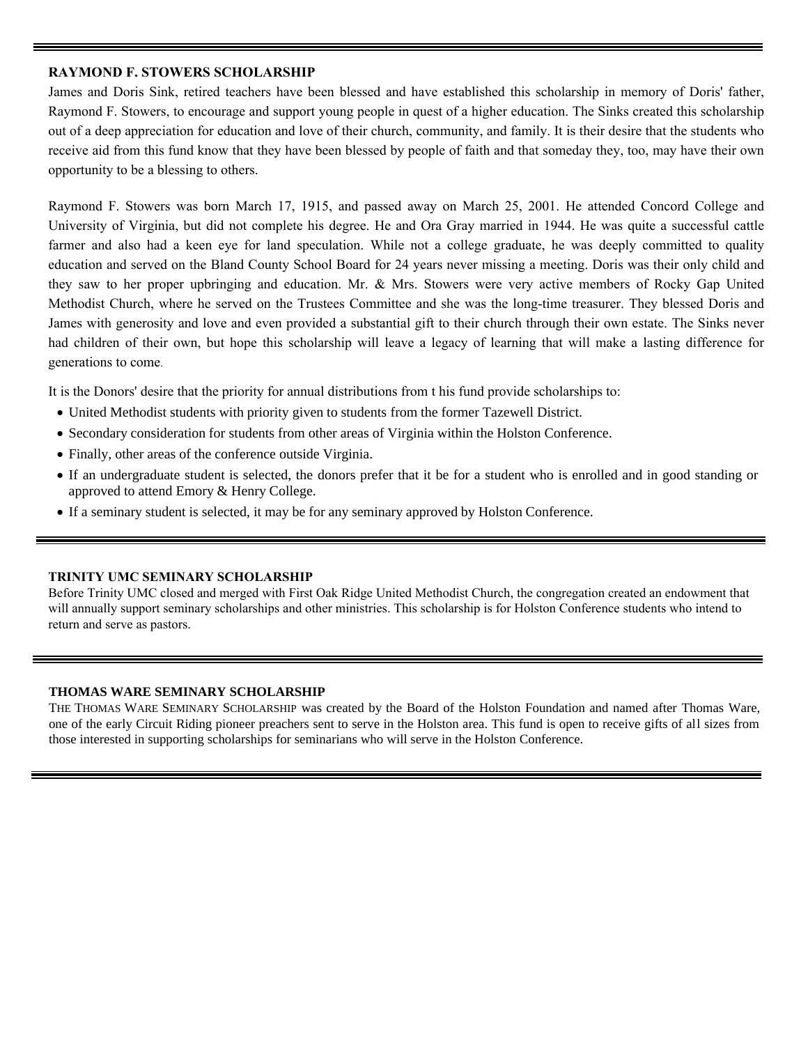## RAYMOND F. STOWERS SCHOLARSHIP

James and Doris Sink, retired teachers have been blessed and have established this scholarship in memory of Doris' father, Raymond F. Stowers, to encourage and support young people in quest of a higher education. The Sinks created this scholarship out of a deep appreciation for education and love of their church, community, and family. It is their desire that the students who receive aid from this fund know that they have been blessed by people of faith and that someday they, too, may have their own opportunity to be a blessing to others.

Raymond F. Stowers was born March 17, 1915, and passed away on March 25, 2001. He attended Concord College and University of Virginia, but did not complete his degree. He and Ora Gray married in 1944. He was quite a successful cattle farmer and also had a keen eye for land speculation. While not a college graduate, he was deeply committed to quality education and served on the Bland County School Board for 24 years never missing a meeting. Doris was their only child and they saw to her proper upbringing and education. Mr. & Mrs. Stowers were very active members of Rocky Gap United Methodist Church, where he served on the Trustees Committee and she was the long-time treasurer. They blessed Doris and James with generosity and love and even provided a substantial gift to their church through their own estate. The Sinks never had children of their own, but hope this scholarship will leave a legacy of learning that will make a lasting difference for generations to come.

It is the Donors' desire that the priority for annual distributions from t his fund provide scholarships to:

- United Methodist students with priority given to students from the former Tazewell District.
- Secondary consideration for students from other areas of Virginia within the Holston Conference.
- Finally, other areas of the conference outside Virginia.
- If an undergraduate student is selected, the donors prefer that it be for a student who is enrolled and in good standing or approved to attend Emory & Henry College.
- If a seminary student is selected, it may be for any seminary approved by Holston Conference.

## TRINITY UMC SEMINARY SCHOLARSHIP

Before Trinity UMC closed and merged with First Oak Ridge United Methodist Church, the congregation created an endowment that will annually support seminary scholarships and other ministries. This scholarship is for Holston Conference students who intend to return and serve as pastors.

## THOMAS WARE SEMINARY SCHOLARSHIP

The Thomas Ware Seminary Scholarship was created by the Board of the Holston Foundation and named after Thomas Ware, one of the early Circuit Riding pioneer preachers sent to serve in the Holston area. This fund is open to receive gifts of all sizes from those interested in supporting scholarships for seminarians who will serve in the Holston Conference.